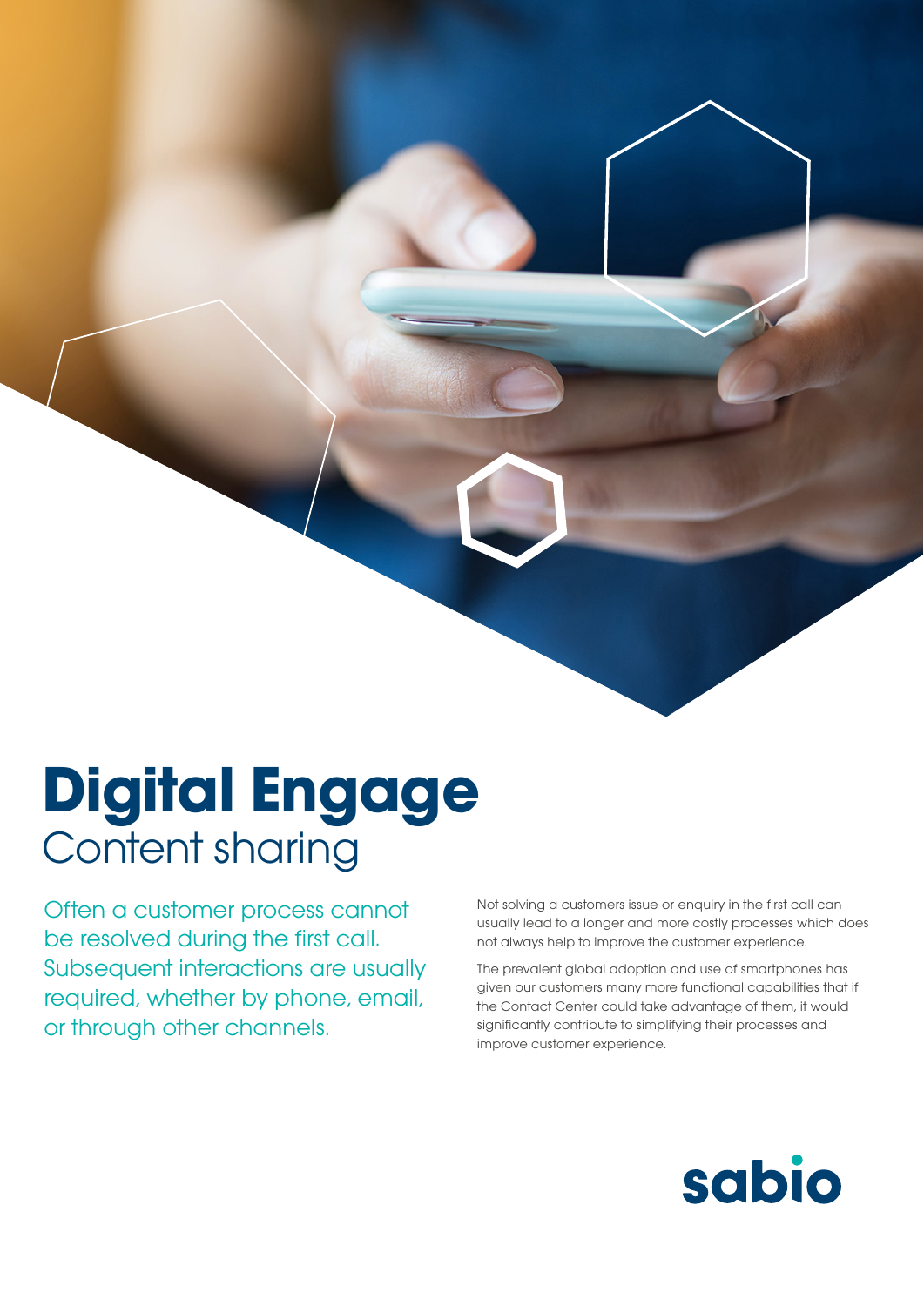# Digital Engage
## Content sharing

Often a customer process cannot be resolved during the first call. Subsequent interactions are usually required, whether by phone, email, or through other channels.

Not solving a customers issue or enquiry in the first call can usually lead to a longer and more costly processes which does not always help to improve the customer experience.

The prevalent global adoption and use of smartphones has given our customers many more functional capabilities that if the Contact Center could take advantage of them, it would significantly contribute to simplifying their processes and improve customer experience.

sabio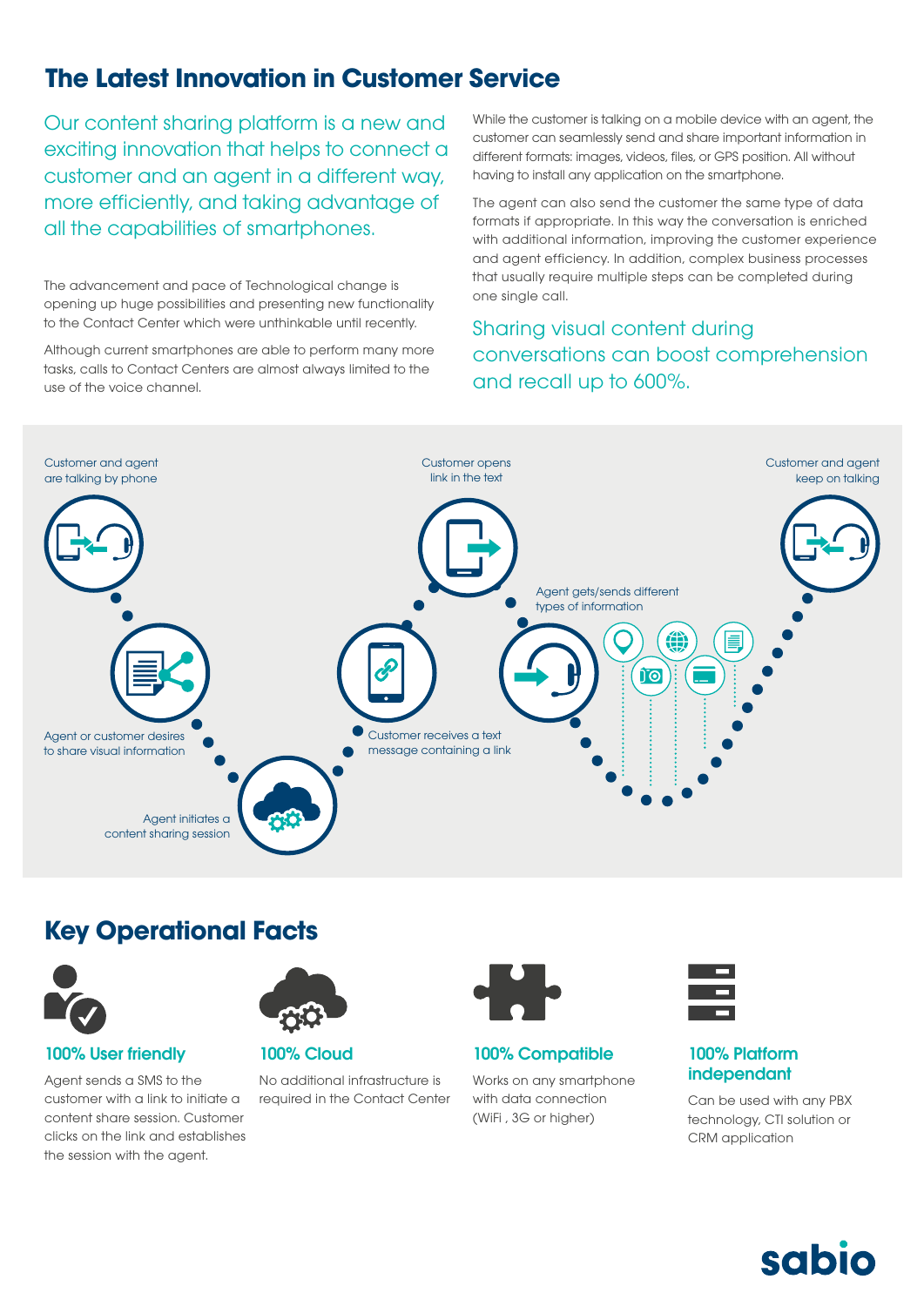## The Latest Innovation in Customer Service

Our content sharing platform is a new and exciting innovation that helps to connect a customer and an agent in a different way, more efficiently, and taking advantage of all the capabilities of smartphones.

The advancement and pace of Technological change is opening up huge possibilities and presenting new functionality to the Contact Center which were unthinkable until recently.

Although current smartphones are able to perform many more tasks, calls to Contact Centers are almost always limited to the use of the voice channel.

While the customer is talking on a mobile device with an agent, the customer can seamlessly send and share important information in different formats: images, videos, files, or GPS position. All without having to install any application on the smartphone.

The agent can also send the customer the same type of data formats if appropriate. In this way the conversation is enriched with additional information, improving the customer experience and agent efficiency. In addition, complex business processes that usually require multiple steps can be completed during one single call.

Sharing visual content during conversations can boost comprehension and recall up to 600%.

Customer and agent are talking by phone

Agent or customer desires to share visual information

Agent initiates a content sharing session

Customer receives a text message containing a link

Customer opens link in the text

Agent gets/sends different types of information

Customer and agent keep on talking

## Key Operational Facts

**100% User friendly**

Agent sends a SMS to the customer with a link to initiate a content share session. Customer clicks on the link and establishes the session with the agent.

**100% Cloud**

No additional infrastructure is required in the Contact Center

**100% Compatible**

Works on any smartphone with data connection (WiFi , 3G or higher)

**100% Platform independant**

Can be used with any PBX technology, CTI solution or CRM application

sabio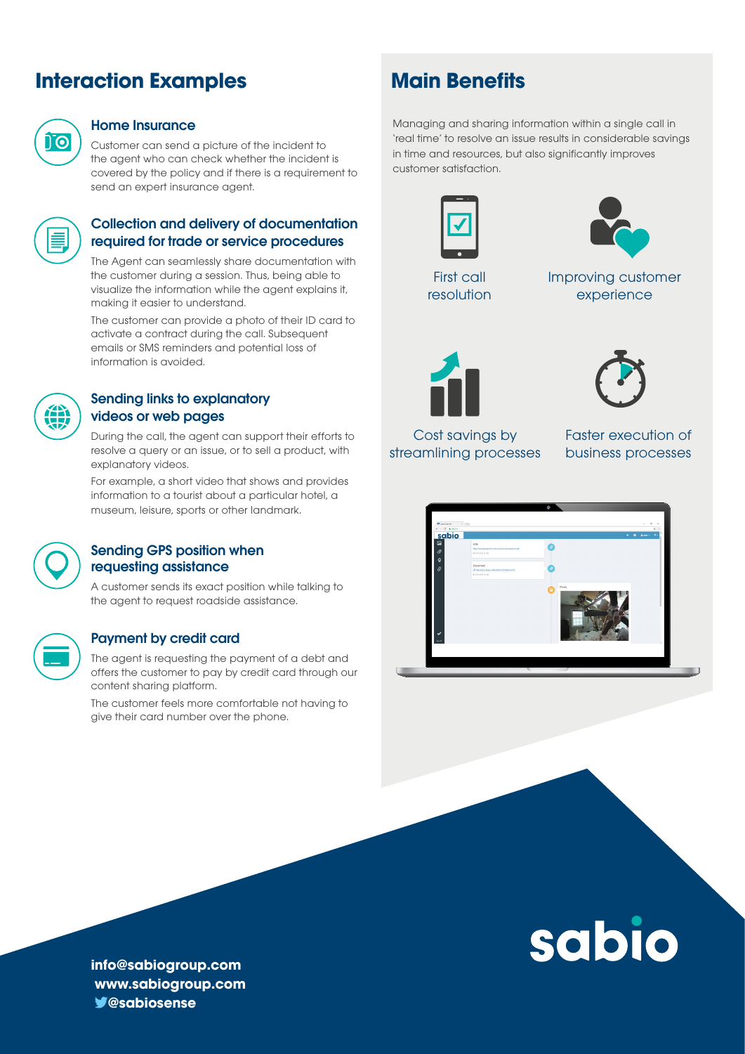## Interaction Examples

### Home Insurance

Customer can send a picture of the incident to the agent who can check whether the incident is covered by the policy and if there is a requirement to send an expert insurance agent.

### Collection and delivery of documentation required for trade or service procedures

The Agent can seamlessly share documentation with the customer during a session. Thus, being able to visualize the information while the agent explains it, making it easier to understand.

The customer can provide a photo of their ID card to activate a contract during the call. Subsequent emails or SMS reminders and potential loss of information is avoided.

### Sending links to explanatory videos or web pages

During the call, the agent can support their efforts to resolve a query or an issue, or to sell a product, with explanatory videos.

For example, a short video that shows and provides information to a tourist about a particular hotel, a museum, leisure, sports or other landmark.

### Sending GPS position when requesting assistance

A customer sends its exact position while talking to the agent to request roadside assistance.

### Payment by credit card

The agent is requesting the payment of a debt and offers the customer to pay by credit card through our content sharing platform.

The customer feels more comfortable not having to give their card number over the phone.

## Main Benefits

Managing and sharing information within a single call in 'real time' to resolve an issue results in considerable savings in time and resources, but also significantly improves customer satisfaction.

- First call resolution
- Improving customer experience
- Cost savings by streamlining processes
- Faster execution of business processes

**info@sabiogroup.com**
**www.sabiogroup.com**
**@sabiosense**

sabio